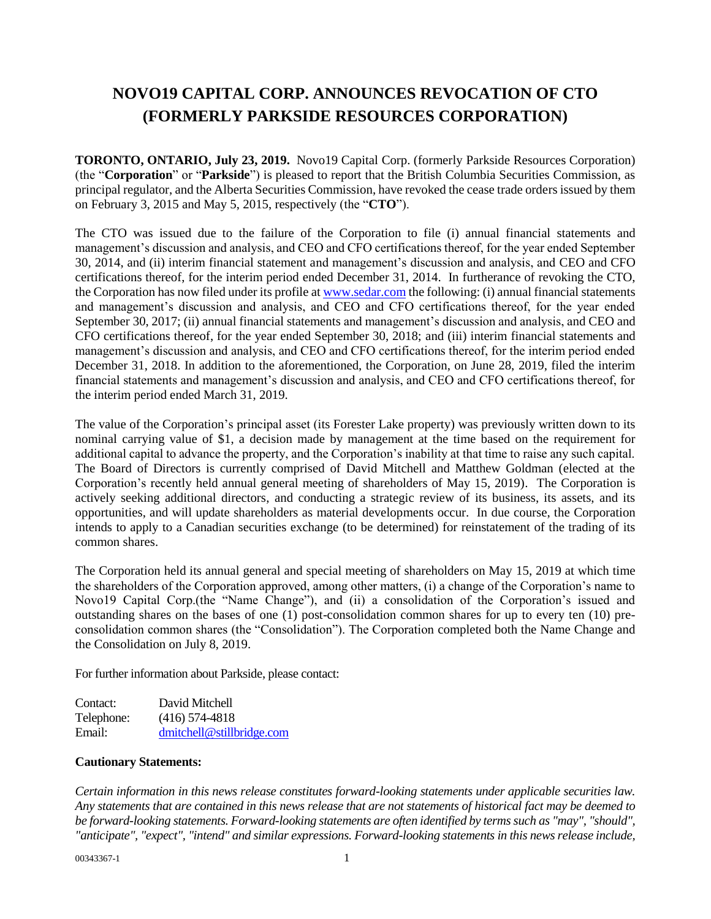# NOVO19 CAPITAL CORP. ANNOUNCES REVOCATION OF CTO (FORMERLY PARKSIDE RESOURCES CORPORATION)

**TORONTO, ONTARIO, July 23, 2019.** Novo19 Capital Corp. (formerly Parkside Resources Corporation) (the "**Corporation**" or "**Parkside**") is pleased to report that the British Columbia Securities Commission, as principal regulator, and the Alberta Securities Commission, have revoked the cease trade orders issued by them on February 3, 2015 and May 5, 2015, respectively (the "**CTO**").

The CTO was issued due to the failure of the Corporation to file (i) annual financial statements and management's discussion and analysis, and CEO and CFO certifications thereof, for the year ended September 30, 2014, and (ii) interim financial statement and management's discussion and analysis, and CEO and CFO certifications thereof, for the interim period ended December 31, 2014. In furtherance of revoking the CTO, the Corporation has now filed under its profile at [www.sedar.com](http://www.sedar.com) the following: (i) annual financial statements and management's discussion and analysis, and CEO and CFO certifications thereof, for the year ended September 30, 2017; (ii) annual financial statements and management's discussion and analysis, and CEO and CFO certifications thereof, for the year ended September 30, 2018; and (iii) interim financial statements and management's discussion and analysis, and CEO and CFO certifications thereof, for the interim period ended December 31, 2018. In addition to the aforementioned, the Corporation, on June 28, 2019, filed the interim financial statements and management's discussion and analysis, and CEO and CFO certifications thereof, for the interim period ended March 31, 2019.

The value of the Corporation's principal asset (its Forester Lake property) was previously written down to its nominal carrying value of $1, a decision made by management at the time based on the requirement for additional capital to advance the property, and the Corporation's inability at that time to raise any such capital. The Board of Directors is currently comprised of David Mitchell and Matthew Goldman (elected at the Corporation's recently held annual general meeting of shareholders of May 15, 2019). The Corporation is actively seeking additional directors, and conducting a strategic review of its business, its assets, and its opportunities, and will update shareholders as material developments occur. In due course, the Corporation intends to apply to a Canadian securities exchange (to be determined) for reinstatement of the trading of its common shares.

The Corporation held its annual general and special meeting of shareholders on May 15, 2019 at which time the shareholders of the Corporation approved, among other matters, (i) a change of the Corporation's name to Novo19 Capital Corp.(the "Name Change"), and (ii) a consolidation of the Corporation's issued and outstanding shares on the bases of one (1) post-consolidation common shares for up to every ten (10) pre-consolidation common shares (the "Consolidation"). The Corporation completed both the Name Change and the Consolidation on July 8, 2019.

For further information about Parkside, please contact:

| Contact: | David Mitchell |
|---|---|
| Telephone: | (416) 574-4818 |
| Email: | [dmitchell@stillbridge.com](mailto:dmitchell@stillbridge.com) |

**Cautionary Statements:**

*Certain information in this news release constitutes forward-looking statements under applicable securities law. Any statements that are contained in this news release that are not statements of historical fact may be deemed to be forward-looking statements. Forward-looking statements are often identified by terms such as "may", "should", "anticipate", "expect", "intend" and similar expressions. Forward-looking statements in this news release include,*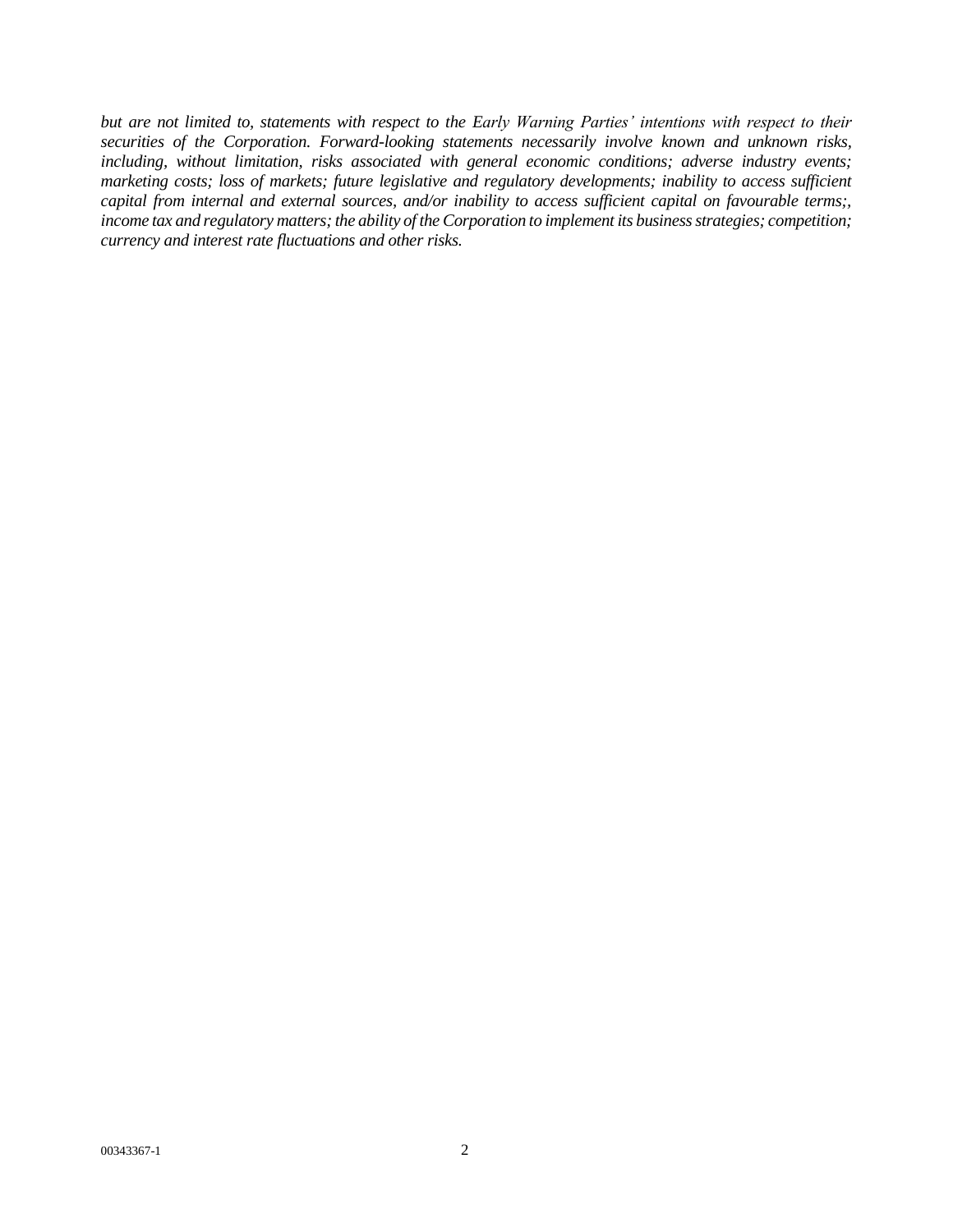*but are not limited to, statements with respect to the Early Warning Parties' intentions with respect to their securities of the Corporation. Forward-looking statements necessarily involve known and unknown risks, including, without limitation, risks associated with general economic conditions; adverse industry events; marketing costs; loss of markets; future legislative and regulatory developments; inability to access sufficient capital from internal and external sources, and/or inability to access sufficient capital on favourable terms;, income tax and regulatory matters; the ability of the Corporation to implement its business strategies; competition; currency and interest rate fluctuations and other risks.*

00343367-1